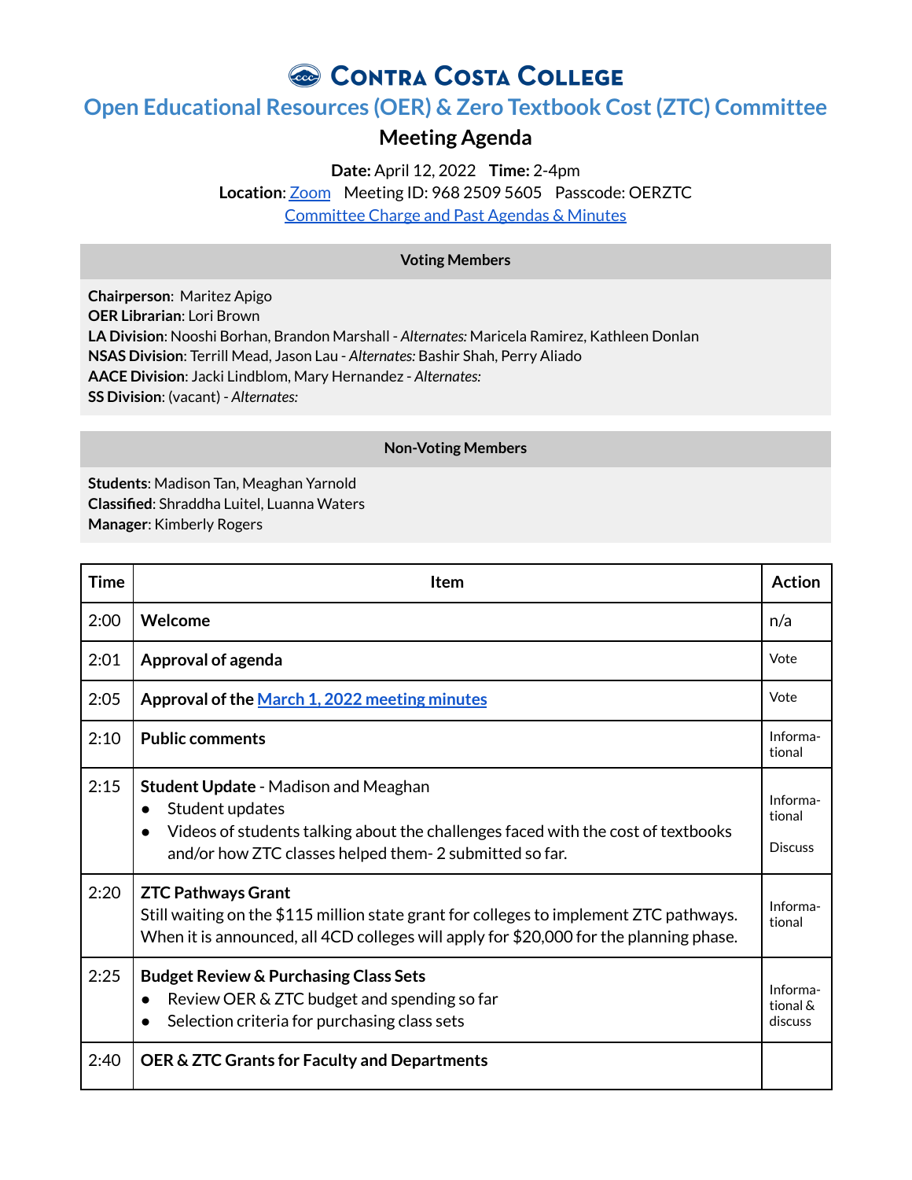# Contra Costa College

## Open Educational Resources (OER) & Zero Textbook Cost (ZTC) Committee

### Meeting Agenda

**Date:** April 12, 2022 **Time:** 2-4pm
**Location**: Zoom Meeting ID: 968 2509 5605 Passcode: OERZTC
Committee Charge and Past Agendas & Minutes

| Voting Members |
|---|
| **Chairperson**: Maritez Apigo<br>**OER Librarian**: Lori Brown<br>**LA Division**: Nooshi Borhan, Brandon Marshall - *Alternates:* Maricela Ramirez, Kathleen Donlan<br>**NSAS Division**: Terrill Mead, Jason Lau - *Alternates:* Bashir Shah, Perry Aliado<br>**AACE Division**: Jacki Lindblom, Mary Hernandez - *Alternates:*<br>**SS Division**: (vacant) - *Alternates:* |

| Non-Voting Members |
|---|
| **Students**: Madison Tan, Meaghan Yarnold<br>**Classified**: Shraddha Luitel, Luanna Waters<br>**Manager**: Kimberly Rogers |

| Time | Item | Action |
|---|---|---|
| 2:00 | **Welcome** | n/a |
| 2:01 | **Approval of agenda** | Vote |
| 2:05 | **Approval of the March 1, 2022 meeting minutes** | Vote |
| 2:10 | **Public comments** | Informational |
| 2:15 | **Student Update** - Madison and Meaghan<br>• Student updates<br>• Videos of students talking about the challenges faced with the cost of textbooks and/or how ZTC classes helped them- 2 submitted so far. | Informational<br><br>Discuss |
| 2:20 | **ZTC Pathways Grant**<br>Still waiting on the $115 million state grant for colleges to implement ZTC pathways. When it is announced, all 4CD colleges will apply for $20,000 for the planning phase. | Informational |
| 2:25 | **Budget Review & Purchasing Class Sets**<br>• Review OER & ZTC budget and spending so far<br>• Selection criteria for purchasing class sets | Informational & discuss |
| 2:40 | **OER & ZTC Grants for Faculty and Departments** | |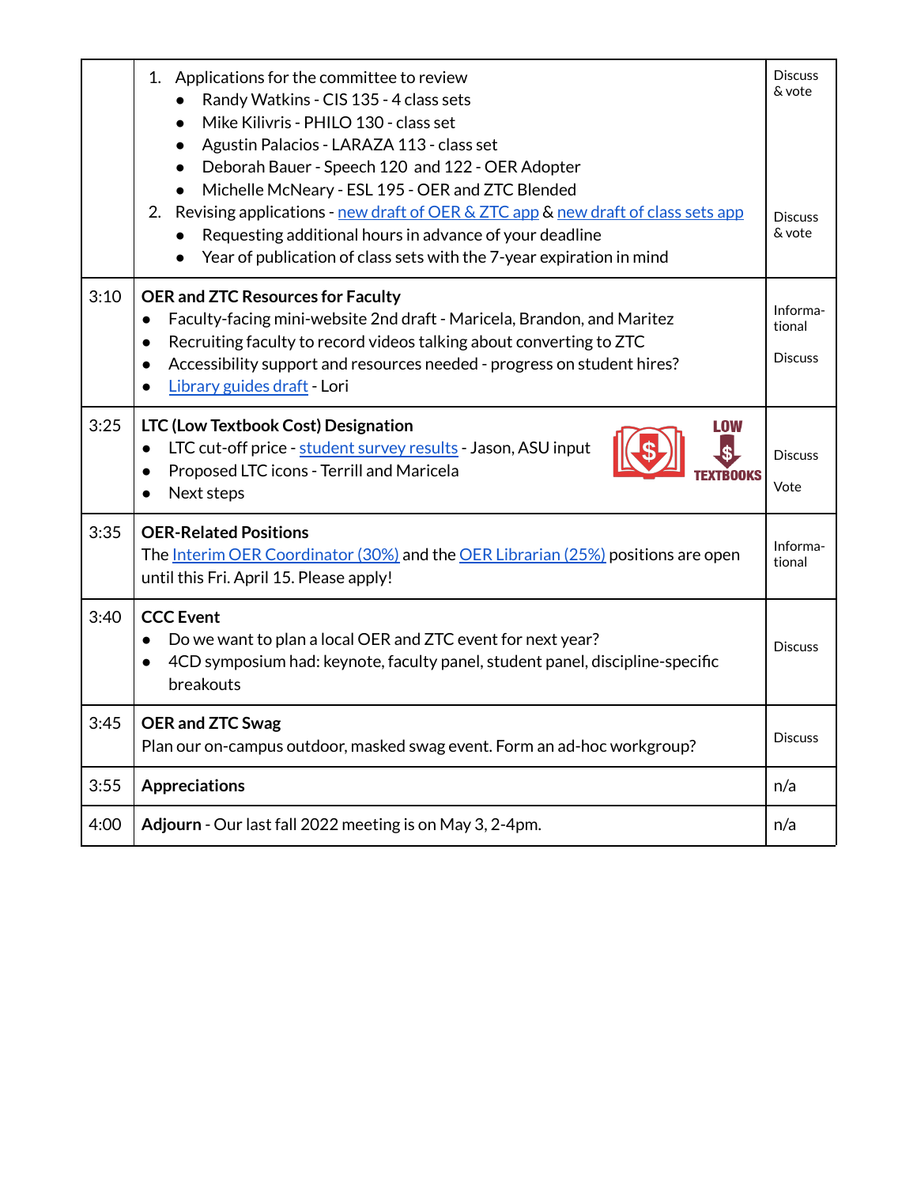| | | |
|---|---|---|
| | 1. Applications for the committee to review<br>• Randy Watkins - CIS 135 - 4 class sets<br>• Mike Kilivris - PHILO 130 - class set<br>• Agustin Palacios - LARAZA 113 - class set<br>• Deborah Bauer - Speech 120 and 122 - OER Adopter<br>• Michelle McNeary - ESL 195 - OER and ZTC Blended<br>2. Revising applications - new draft of OER & ZTC app & new draft of class sets app<br>• Requesting additional hours in advance of your deadline<br>• Year of publication of class sets with the 7-year expiration in mind | Discuss & vote<br><br>Discuss & vote |
| 3:10 | **OER and ZTC Resources for Faculty**<br>• Faculty-facing mini-website 2nd draft - Maricela, Brandon, and Maritez<br>• Recruiting faculty to record videos talking about converting to ZTC<br>• Accessibility support and resources needed - progress on student hires?<br>• Library guides draft - Lori | Informa-tional<br><br>Discuss |
| 3:25 | **LTC (Low Textbook Cost) Designation**<br>• LTC cut-off price - student survey results - Jason, ASU input<br>• Proposed LTC icons - Terrill and Maricela<br>• Next steps<br>LOW $ TEXTBOOKS | Discuss<br><br>Vote |
| 3:35 | **OER-Related Positions**<br>The Interim OER Coordinator (30%) and the OER Librarian (25%) positions are open until this Fri. April 15. Please apply! | Informa-tional |
| 3:40 | **CCC Event**<br>• Do we want to plan a local OER and ZTC event for next year?<br>• 4CD symposium had: keynote, faculty panel, student panel, discipline-specific breakouts | Discuss |
| 3:45 | **OER and ZTC Swag**<br>Plan our on-campus outdoor, masked swag event. Form an ad-hoc workgroup? | Discuss |
| 3:55 | **Appreciations** | n/a |
| 4:00 | **Adjourn** - Our last fall 2022 meeting is on May 3, 2-4pm. | n/a |